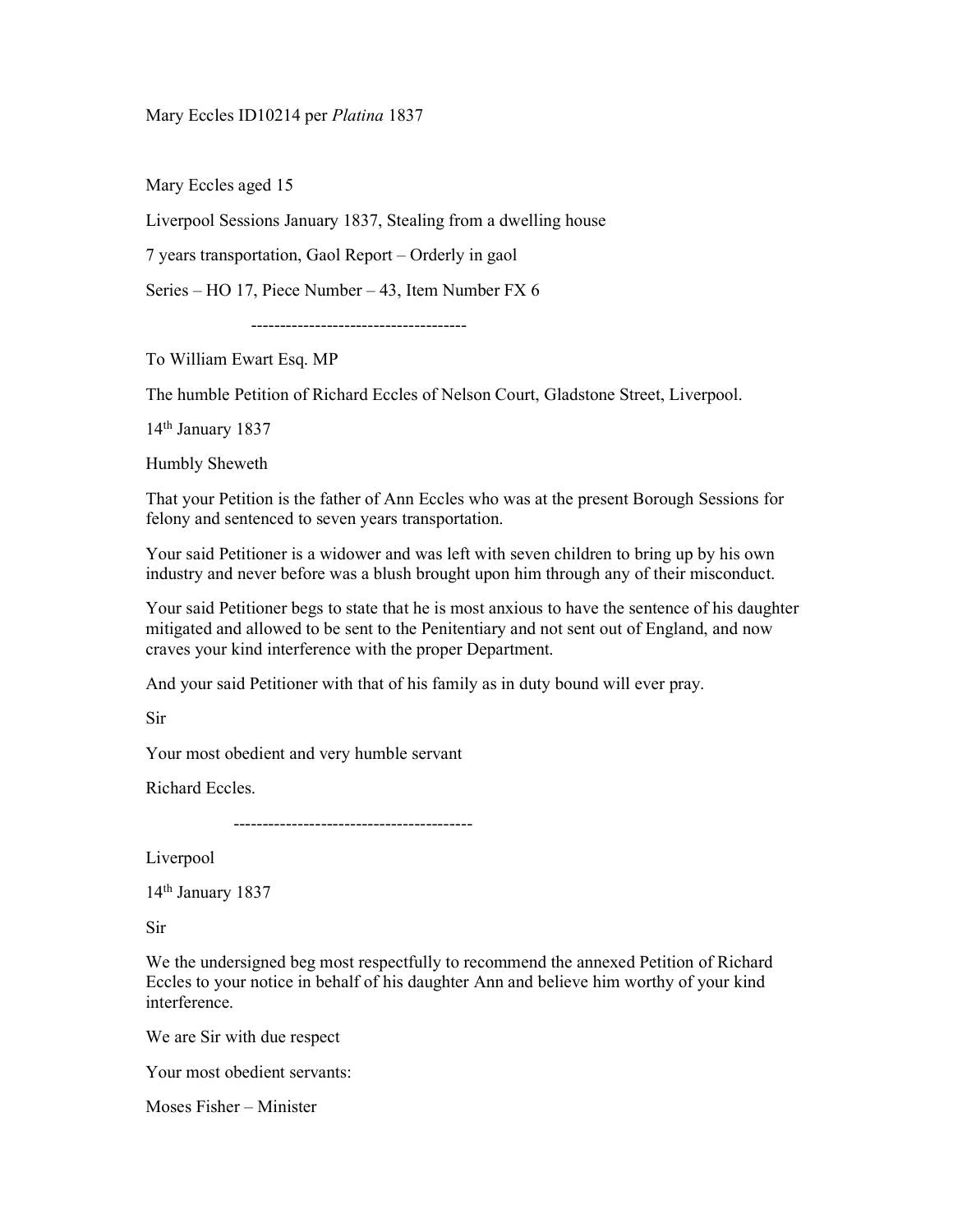Mary Eccles ID10214 per *Platina* 1837

Mary Eccles aged 15

Liverpool Sessions January 1837, Stealing from a dwelling house

7 years transportation, Gaol Report – Orderly in gaol

Series – HO 17, Piece Number – 43, Item Number FX 6

---

To William Ewart Esq. MP

The humble Petition of Richard Eccles of Nelson Court, Gladstone Street, Liverpool.

14th January 1837

Humbly Sheweth

That your Petition is the father of Ann Eccles who was at the present Borough Sessions for felony and sentenced to seven years transportation.

Your said Petitioner is a widower and was left with seven children to bring up by his own industry and never before was a blush brought upon him through any of their misconduct.

Your said Petitioner begs to state that he is most anxious to have the sentence of his daughter mitigated and allowed to be sent to the Penitentiary and not sent out of England, and now craves your kind interference with the proper Department.

And your said Petitioner with that of his family as in duty bound will ever pray.

Sir

Your most obedient and very humble servant

Richard Eccles.

---

Liverpool

14th January 1837

Sir

We the undersigned beg most respectfully to recommend the annexed Petition of Richard Eccles to your notice in behalf of his daughter Ann and believe him worthy of your kind interference.

We are Sir with due respect

Your most obedient servants:

Moses Fisher – Minister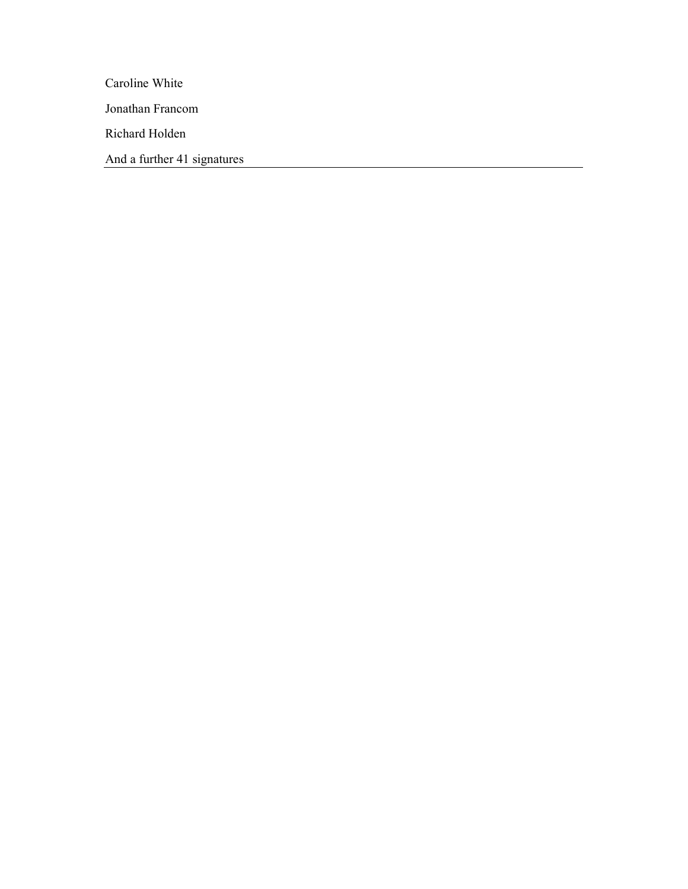Caroline White

Jonathan Francom

Richard Holden

And a further 41 signatures